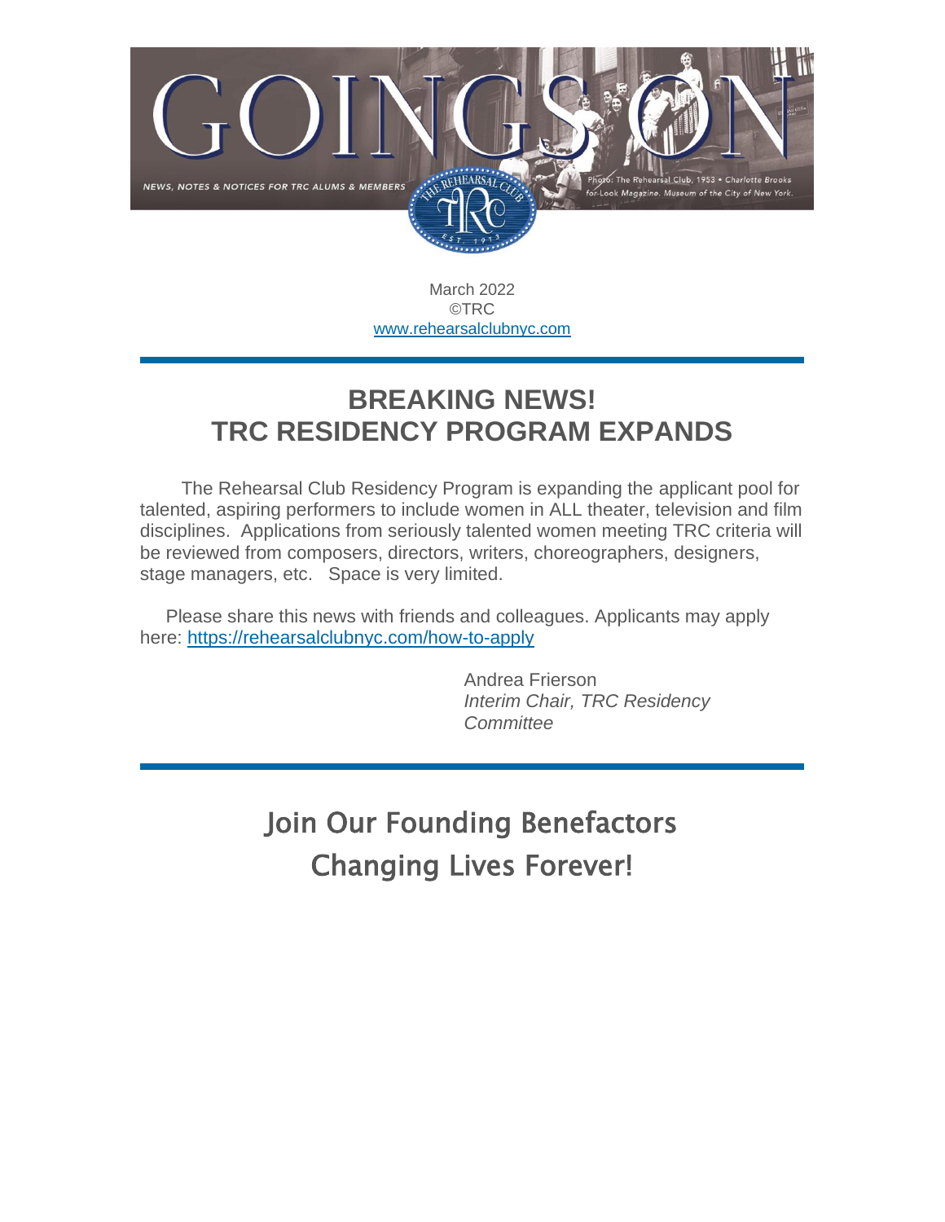# GOINGS ON

NEWS, NOTES & NOTICES FOR TRC ALUMS & MEMBERS

Photo: The Rehearsal Club, 1953 • *Charlotte Brooks for Look Magazine. Museum of the City of New York.*

March 2022
©TRC
www.rehearsalclubnyc.com

---

## BREAKING NEWS!
## TRC RESIDENCY PROGRAM EXPANDS

The Rehearsal Club Residency Program is expanding the applicant pool for talented, aspiring performers to include women in ALL theater, television and film disciplines. Applications from seriously talented women meeting TRC criteria will be reviewed from composers, directors, writers, choreographers, designers, stage managers, etc. Space is very limited.

Please share this news with friends and colleagues. Applicants may apply here: https://rehearsalclubnyc.com/how-to-apply

Andrea Frierson
*Interim Chair, TRC Residency Committee*

---

## Join Our Founding Benefactors
## Changing Lives Forever!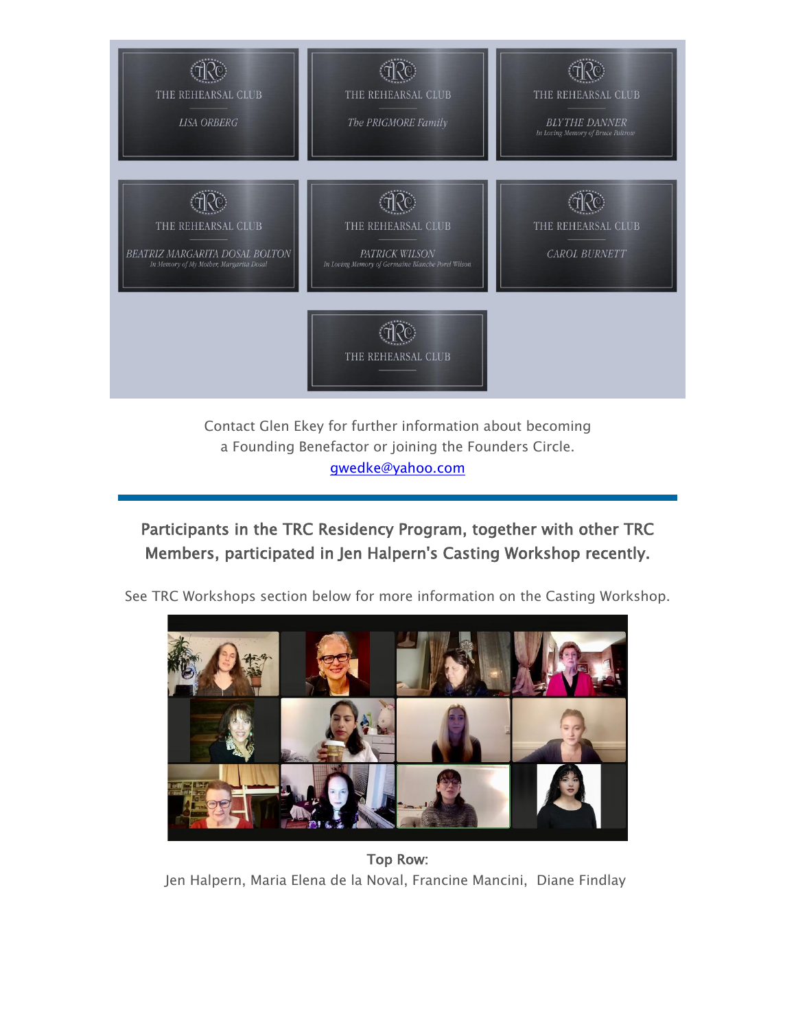THE REHEARSAL CLUB

*LISA ORBERG*

THE REHEARSAL CLUB

*The PRIGMORE Family*

THE REHEARSAL CLUB

*BLYTHE DANNER*
*In Loving Memory of Bruce Paltrow*

THE REHEARSAL CLUB

*BEATRIZ MARGARITA DOSAL BOLTON*
*In Memory of My Mother, Margarita Dosal*

THE REHEARSAL CLUB

*PATRICK WILSON*
*In Loving Memory of Germaine Blanche Porel Wilson*

THE REHEARSAL CLUB

*CAROL BURNETT*

THE REHEARSAL CLUB

Contact Glen Ekey for further information about becoming a Founding Benefactor or joining the Founders Circle.
gwedke@yahoo.com

---

## Participants in the TRC Residency Program, together with other TRC Members, participated in Jen Halpern's Casting Workshop recently.

See TRC Workshops section below for more information on the Casting Workshop.

**Top Row:**
Jen Halpern, Maria Elena de la Noval, Francine Mancini, Diane Findlay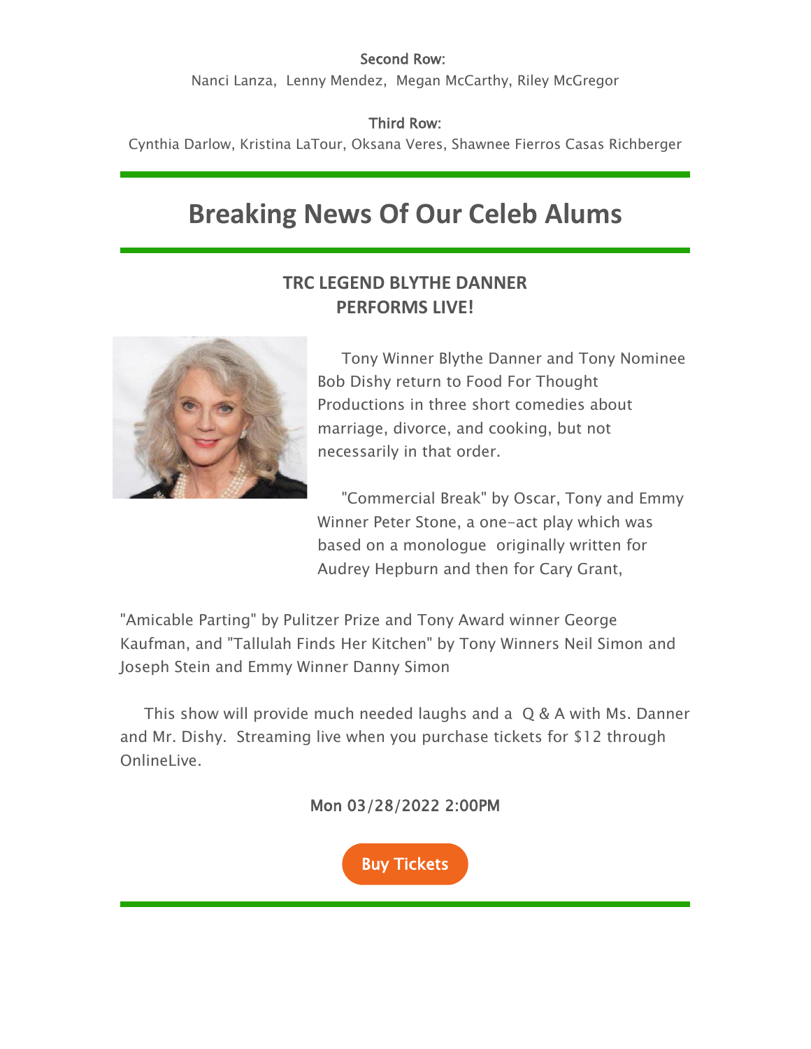Second Row:
Nanci Lanza, Lenny Mendez, Megan McCarthy, Riley McGregor

Third Row:
Cynthia Darlow, Kristina LaTour, Oksana Veres, Shawnee Fierros Casas Richberger

---

# Breaking News Of Our Celeb Alums

---

### TRC LEGEND BLYTHE DANNER PERFORMS LIVE!

Tony Winner Blythe Danner and Tony Nominee Bob Dishy return to Food For Thought Productions in three short comedies about marriage, divorce, and cooking, but not necessarily in that order.

"Commercial Break" by Oscar, Tony and Emmy Winner Peter Stone, a one-act play which was based on a monologue originally written for Audrey Hepburn and then for Cary Grant,

"Amicable Parting" by Pulitzer Prize and Tony Award winner George Kaufman, and "Tallulah Finds Her Kitchen" by Tony Winners Neil Simon and Joseph Stein and Emmy Winner Danny Simon

This show will provide much needed laughs and a Q & A with Ms. Danner and Mr. Dishy. Streaming live when you purchase tickets for $12 through OnlineLive.

Mon 03/28/2022 2:00PM

**Buy Tickets**

---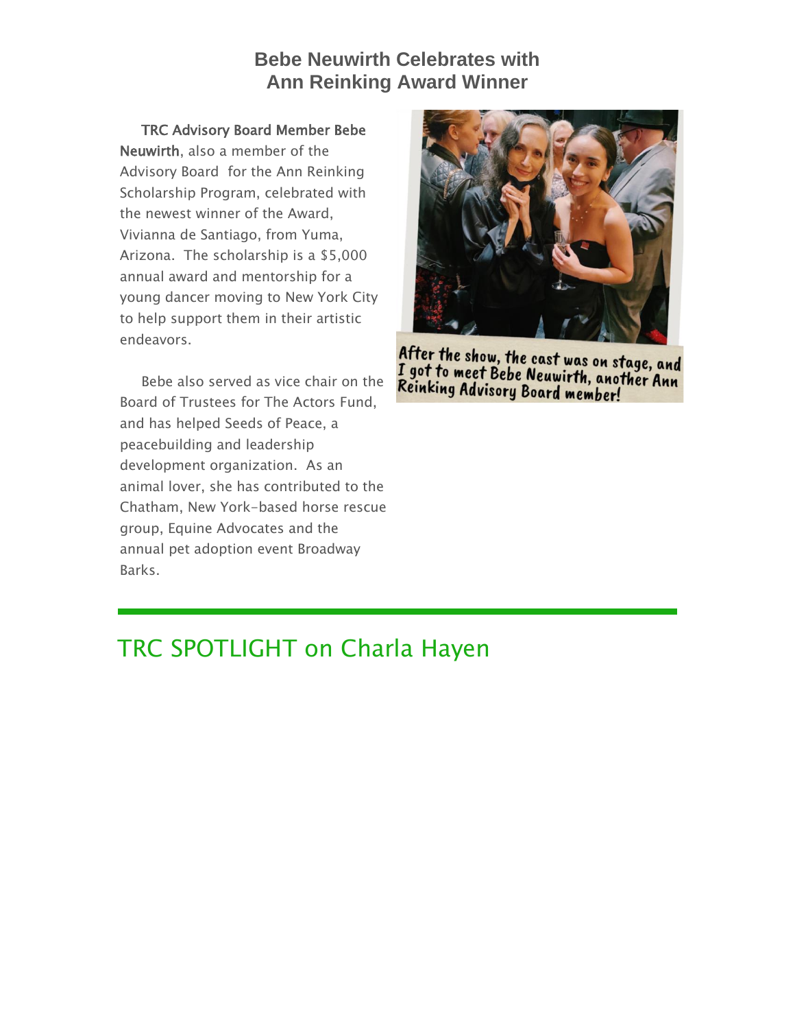## Bebe Neuwirth Celebrates with Ann Reinking Award Winner

**TRC Advisory Board Member Bebe Neuwirth**, also a member of the Advisory Board for the Ann Reinking Scholarship Program, celebrated with the newest winner of the Award, Vivianna de Santiago, from Yuma, Arizona. The scholarship is a $5,000 annual award and mentorship for a young dancer moving to New York City to help support them in their artistic endeavors.

After the show, the cast was on stage, and I got to meet Bebe Neuwirth, another Ann Reinking Advisory Board member!

Bebe also served as vice chair on the Board of Trustees for The Actors Fund, and has helped Seeds of Peace, a peacebuilding and leadership development organization. As an animal lover, she has contributed to the Chatham, New York-based horse rescue group, Equine Advocates and the annual pet adoption event Broadway Barks.

---

# TRC SPOTLIGHT on Charla Hayen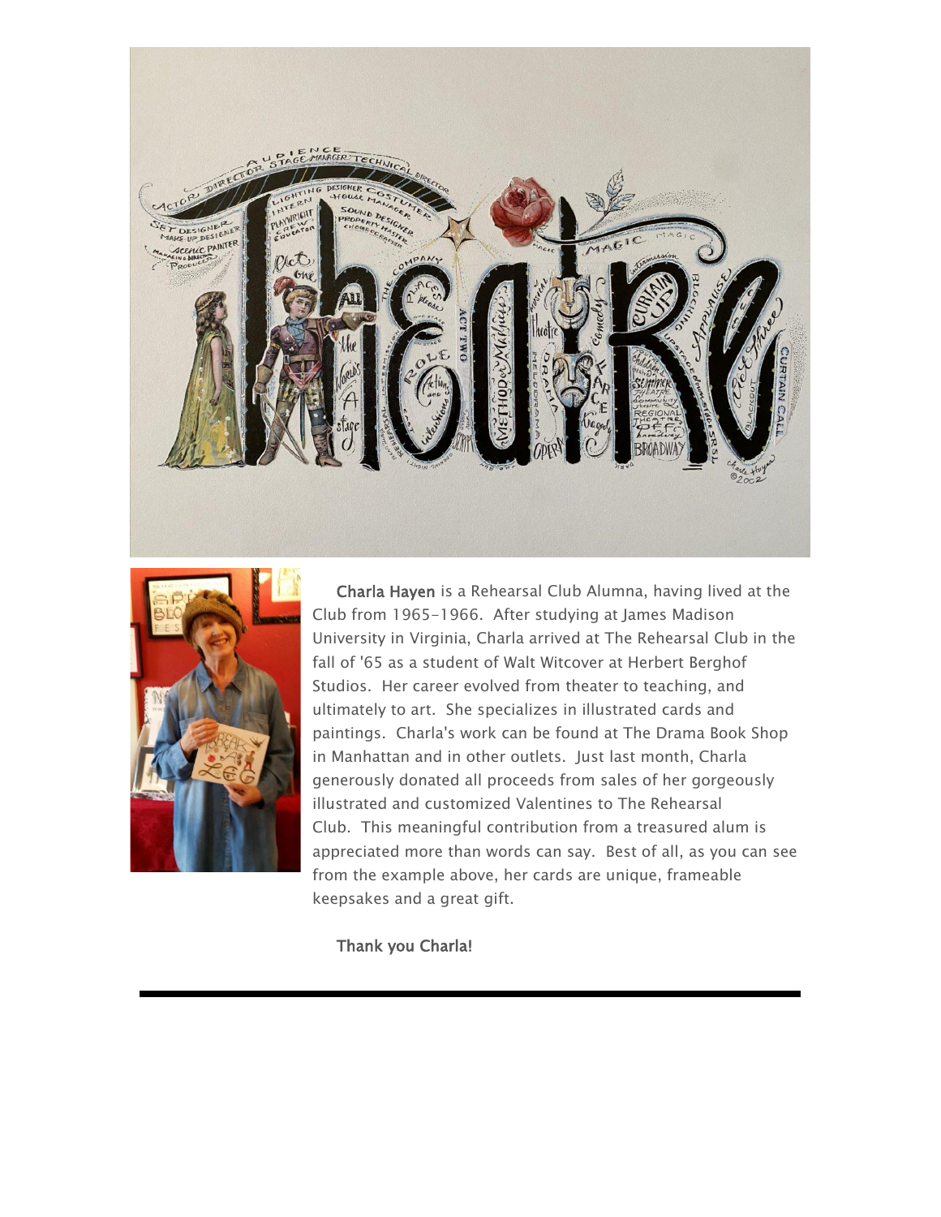**Charla Hayen** is a Rehearsal Club Alumna, having lived at the Club from 1965-1966. After studying at James Madison University in Virginia, Charla arrived at The Rehearsal Club in the fall of '65 as a student of Walt Witcover at Herbert Berghof Studios. Her career evolved from theater to teaching, and ultimately to art. She specializes in illustrated cards and paintings. Charla's work can be found at The Drama Book Shop in Manhattan and in other outlets. Just last month, Charla generously donated all proceeds from sales of her gorgeously illustrated and customized Valentines to The Rehearsal Club. This meaningful contribution from a treasured alum is appreciated more than words can say. Best of all, as you can see from the example above, her cards are unique, frameable keepsakes and a great gift.

**Thank you Charla!**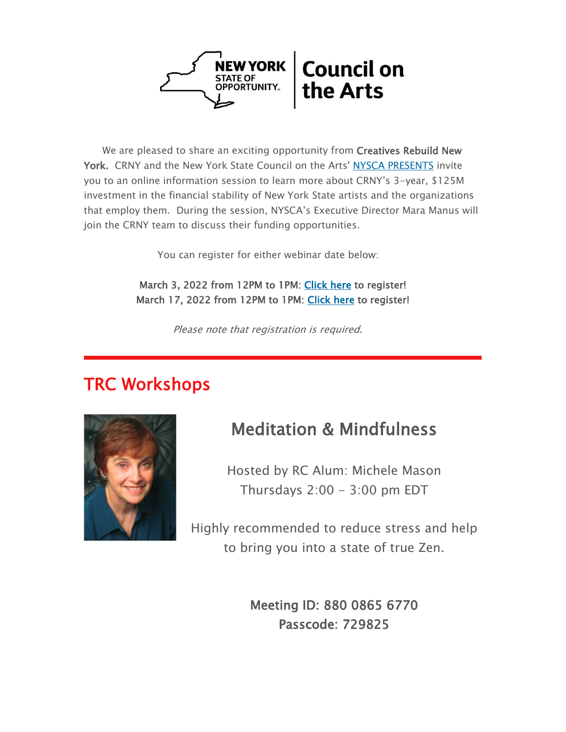We are pleased to share an exciting opportunity from **Creatives Rebuild New York.** CRNY and the New York State Council on the Arts' NYSCA PRESENTS invite you to an online information session to learn more about CRNY's 3-year, $125M investment in the financial stability of New York State artists and the organizations that employ them. During the session, NYSCA's Executive Director Mara Manus will join the CRNY team to discuss their funding opportunities.

You can register for either webinar date below:

**March 3, 2022 from 12PM to 1PM: Click here to register!**
**March 17, 2022 from 12PM to 1PM: Click here to register!**

*Please note that registration is required.*

---

## TRC Workshops

### Meditation & Mindfulness

Hosted by RC Alum: Michele Mason
Thursdays 2:00 - 3:00 pm EDT

Highly recommended to reduce stress and help to bring you into a state of true Zen.

**Meeting ID: 880 0865 6770**
**Passcode: 729825**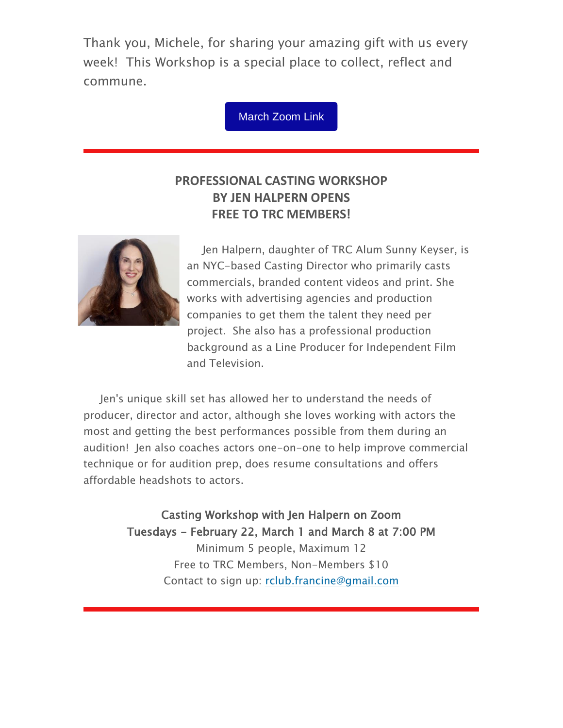Thank you, Michele, for sharing your amazing gift with us every week! This Workshop is a special place to collect, reflect and commune.

March Zoom Link

---

**PROFESSIONAL CASTING WORKSHOP**
**BY JEN HALPERN OPENS**
**FREE TO TRC MEMBERS!**

Jen Halpern, daughter of TRC Alum Sunny Keyser, is an NYC-based Casting Director who primarily casts commercials, branded content videos and print. She works with advertising agencies and production companies to get them the talent they need per project. She also has a professional production background as a Line Producer for Independent Film and Television.

Jen's unique skill set has allowed her to understand the needs of producer, director and actor, although she loves working with actors the most and getting the best performances possible from them during an audition! Jen also coaches actors one-on-one to help improve commercial technique or for audition prep, does resume consultations and offers affordable headshots to actors.

**Casting Workshop with Jen Halpern on Zoom**
**Tuesdays - February 22, March 1 and March 8 at 7:00 PM**
Minimum 5 people, Maximum 12
Free to TRC Members, Non-Members $10
Contact to sign up: rclub.francine@gmail.com

---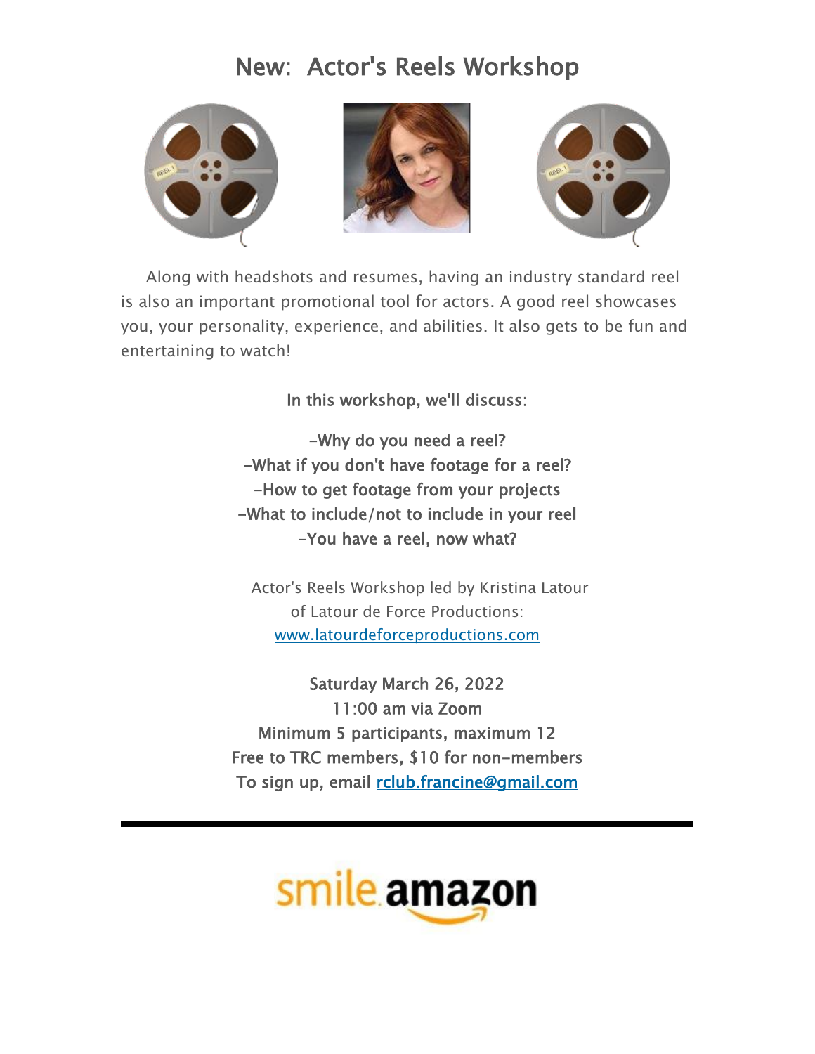# New: Actor's Reels Workshop

Along with headshots and resumes, having an industry standard reel is also an important promotional tool for actors. A good reel showcases you, your personality, experience, and abilities. It also gets to be fun and entertaining to watch!

In this workshop, we'll discuss:

-Why do you need a reel?
-What if you don't have footage for a reel?
-How to get footage from your projects
-What to include/not to include in your reel
-You have a reel, now what?

Actor's Reels Workshop led by Kristina Latour of Latour de Force Productions: [www.latourdeforceproductions.com](http://www.latourdeforceproductions.com)

Saturday March 26, 2022
11:00 am via Zoom
Minimum 5 participants, maximum 12
Free to TRC members, $10 for non-members
To sign up, email [rclub.francine@gmail.com](mailto:rclub.francine@gmail.com)

---

smile.amazon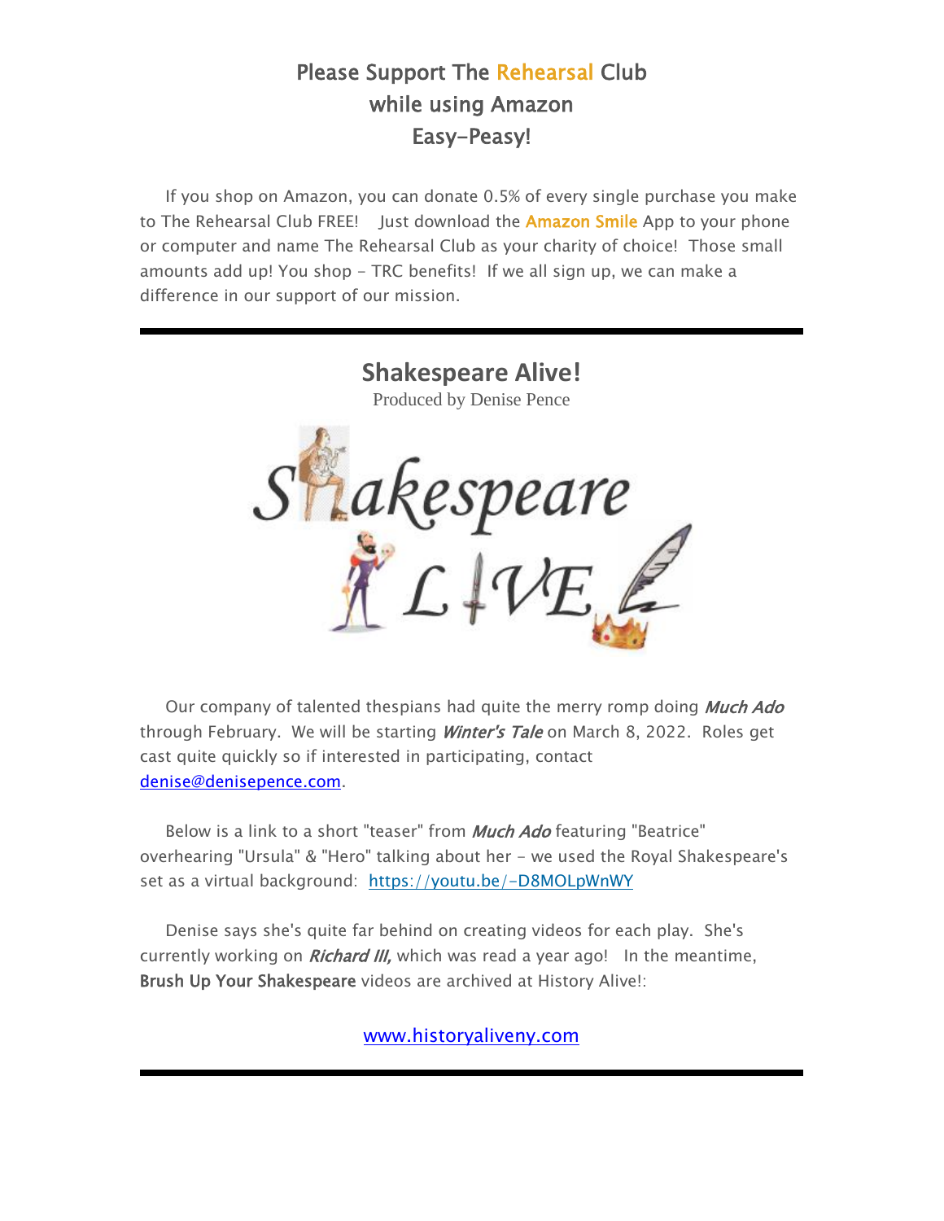## Please Support The Rehearsal Club while using Amazon Easy-Peasy!

If you shop on Amazon, you can donate 0.5% of every single purchase you make to The Rehearsal Club FREE! Just download the Amazon Smile App to your phone or computer and name The Rehearsal Club as your charity of choice! Those small amounts add up! You shop - TRC benefits! If we all sign up, we can make a difference in our support of our mission.

---

## Shakespeare Alive!

Produced by Denise Pence

Our company of talented thespians had quite the merry romp doing *Much Ado* through February. We will be starting *Winter's Tale* on March 8, 2022. Roles get cast quite quickly so if interested in participating, contact denise@denisepence.com.

Below is a link to a short "teaser" from *Much Ado* featuring "Beatrice" overhearing "Ursula" & "Hero" talking about her - we used the Royal Shakespeare's set as a virtual background: https://youtu.be/-D8MOLpWnWY

Denise says she's quite far behind on creating videos for each play. She's currently working on *Richard III,* which was read a year ago! In the meantime, **Brush Up Your Shakespeare** videos are archived at History Alive!:

www.historyaliveny.com

---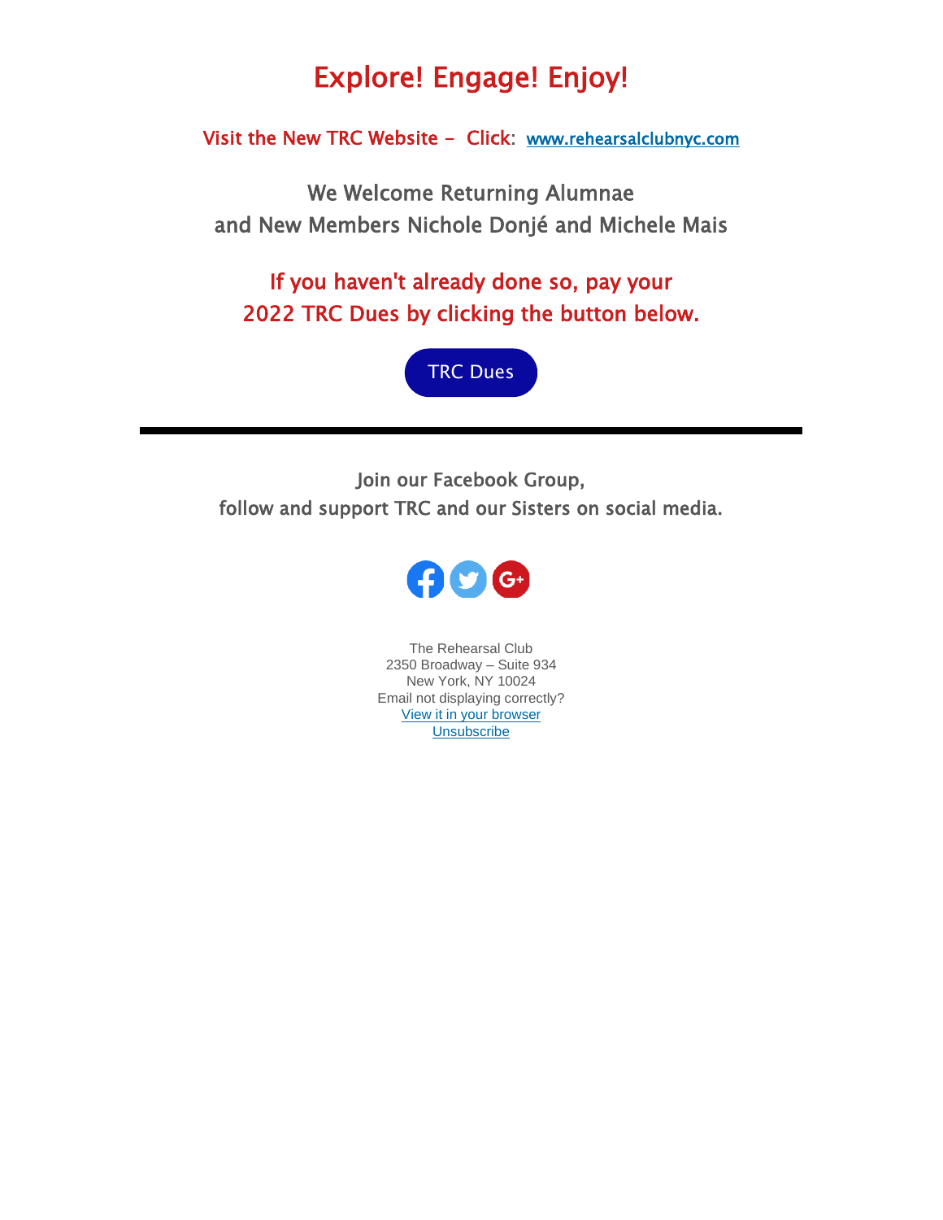# Explore! Engage! Enjoy!

Visit the New TRC Website - Click: www.rehearsalclubnyc.com

We Welcome Returning Alumnae
and New Members Nichole Donjé and Michele Mais

If you haven't already done so, pay your
2022 TRC Dues by clicking the button below.

TRC Dues

---

Join our Facebook Group,
follow and support TRC and our Sisters on social media.

The Rehearsal Club
2350 Broadway – Suite 934
New York, NY 10024
Email not displaying correctly?
View it in your browser
Unsubscribe